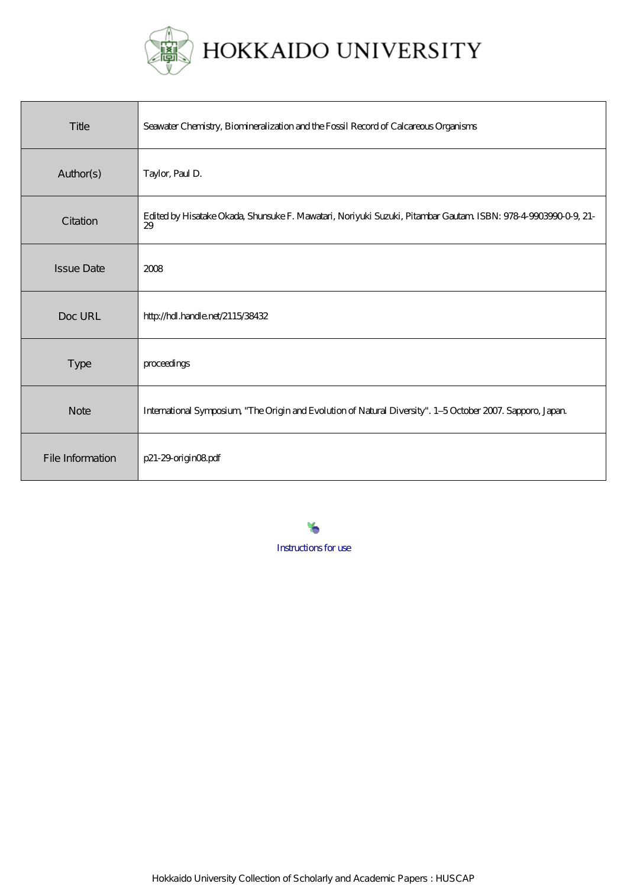# HOKKAIDO UNIVERSITY

| | |
|---|---|
| Title | Seawater Chemistry, Biomineralization and the Fossil Record of Calcareous Organisms |
| Author(s) | Taylor, Paul D. |
| Citation | Edited by Hisatake Okada, Shunsuke F. Mawatari, Noriyuki Suzuki, Pitambar Gautam. ISBN: 978-4-9903990-0-9, 21-29 |
| Issue Date | 2008 |
| Doc URL | http://hdl.handle.net/2115/38432 |
| Type | proceedings |
| Note | International Symposium, "The Origin and Evolution of Natural Diversity". 1–5 October 2007. Sapporo, Japan. |
| File Information | p21-29-origin08.pdf |

Instructions for use

Hokkaido University Collection of Scholarly and Academic Papers : HUSCAP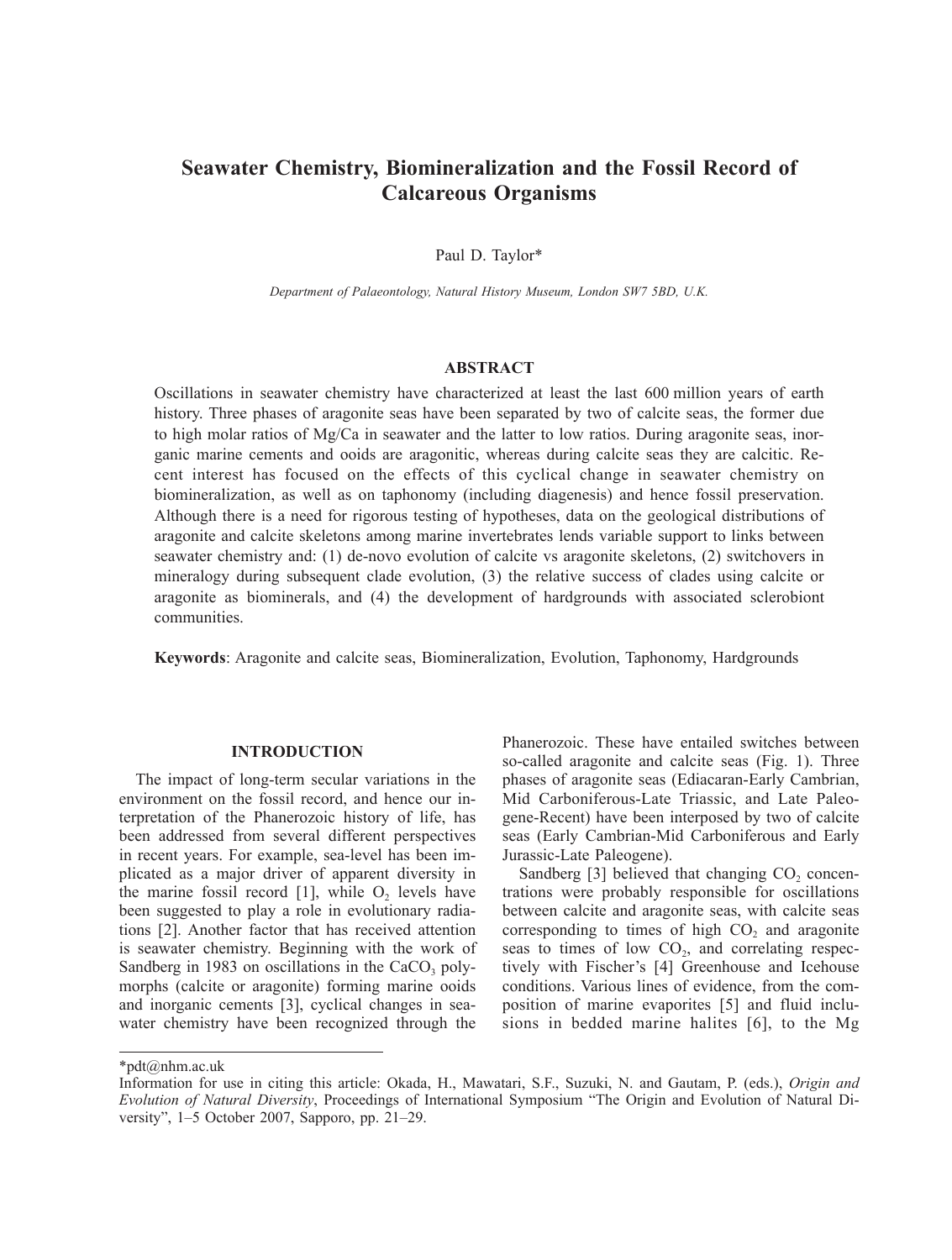# Seawater Chemistry, Biomineralization and the Fossil Record of Calcareous Organisms

Paul D. Taylor*

*Department of Palaeontology, Natural History Museum, London SW7 5BD, U.K.*

## ABSTRACT

Oscillations in seawater chemistry have characterized at least the last 600 million years of earth history. Three phases of aragonite seas have been separated by two of calcite seas, the former due to high molar ratios of Mg/Ca in seawater and the latter to low ratios. During aragonite seas, inorganic marine cements and ooids are aragonitic, whereas during calcite seas they are calcitic. Recent interest has focused on the effects of this cyclical change in seawater chemistry on biomineralization, as well as on taphonomy (including diagenesis) and hence fossil preservation. Although there is a need for rigorous testing of hypotheses, data on the geological distributions of aragonite and calcite skeletons among marine invertebrates lends variable support to links between seawater chemistry and: (1) de-novo evolution of calcite vs aragonite skeletons, (2) switchovers in mineralogy during subsequent clade evolution, (3) the relative success of clades using calcite or aragonite as biominerals, and (4) the development of hardgrounds with associated sclerobiont communities.

**Keywords**: Aragonite and calcite seas, Biomineralization, Evolution, Taphonomy, Hardgrounds

## INTRODUCTION

The impact of long-term secular variations in the environment on the fossil record, and hence our interpretation of the Phanerozoic history of life, has been addressed from several different perspectives in recent years. For example, sea-level has been implicated as a major driver of apparent diversity in the marine fossil record [1], while $O_2$ levels have been suggested to play a role in evolutionary radiations [2]. Another factor that has received attention is seawater chemistry. Beginning with the work of Sandberg in 1983 on oscillations in the $CaCO_3$ polymorphs (calcite or aragonite) forming marine ooids and inorganic cements [3], cyclical changes in seawater chemistry have been recognized through the Phanerozoic. These have entailed switches between so-called aragonite and calcite seas (Fig. 1). Three phases of aragonite seas (Ediacaran-Early Cambrian, Mid Carboniferous-Late Triassic, and Late Paleogene-Recent) have been interposed by two of calcite seas (Early Cambrian-Mid Carboniferous and Early Jurassic-Late Paleogene).

Sandberg [3] believed that changing $CO_2$ concentrations were probably responsible for oscillations between calcite and aragonite seas, with calcite seas corresponding to times of high $CO_2$ and aragonite seas to times of low $CO_2$, and correlating respectively with Fischer's [4] Greenhouse and Icehouse conditions. Various lines of evidence, from the composition of marine evaporites [5] and fluid inclusions in bedded marine halites [6], to the Mg

---

*pdt@nhm.ac.uk

Information for use in citing this article: Okada, H., Mawatari, S.F., Suzuki, N. and Gautam, P. (eds.), *Origin and Evolution of Natural Diversity*, Proceedings of International Symposium "The Origin and Evolution of Natural Diversity", 1–5 October 2007, Sapporo, pp. 21–29.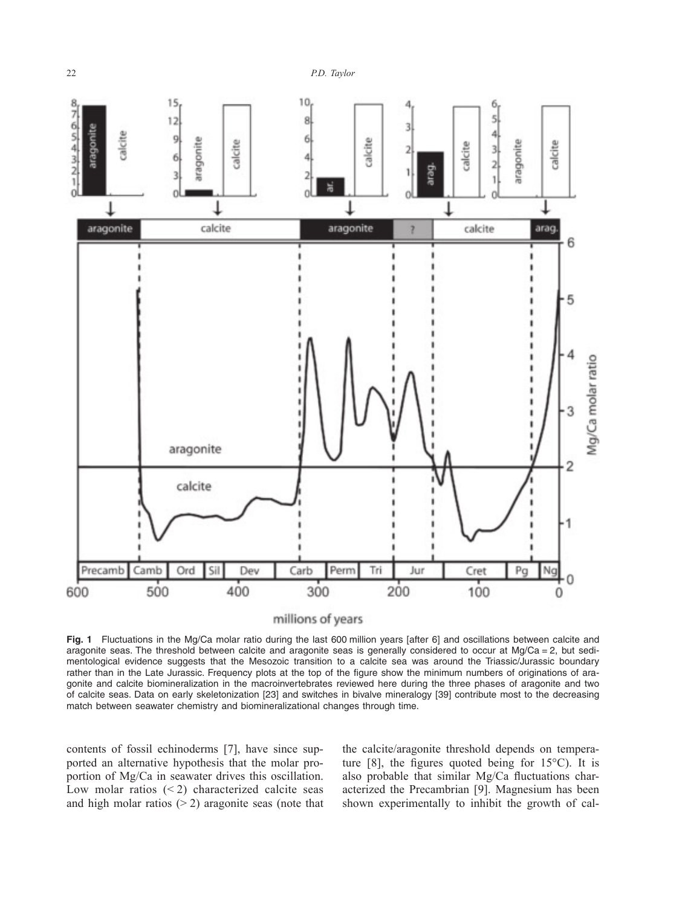**Fig. 1** Fluctuations in the Mg/Ca molar ratio during the last 600 million years [after 6] and oscillations between calcite and aragonite seas. The threshold between calcite and aragonite seas is generally considered to occur at Mg/Ca = 2, but sedimentological evidence suggests that the Mesozoic transition to a calcite sea was around the Triassic/Jurassic boundary rather than in the Late Jurassic. Frequency plots at the top of the figure show the minimum numbers of originations of aragonite and calcite biomineralization in the macroinvertebrates reviewed here during the three phases of aragonite and two of calcite seas. Data on early skeletonization [23] and switches in bivalve mineralogy [39] contribute most to the decreasing match between seawater chemistry and biomineralizational changes through time.

contents of fossil echinoderms [7], have since supported an alternative hypothesis that the molar proportion of Mg/Ca in seawater drives this oscillation. Low molar ratios (< 2) characterized calcite seas and high molar ratios (> 2) aragonite seas (note that the calcite/aragonite threshold depends on temperature [8], the figures quoted being for 15°C). It is also probable that similar Mg/Ca fluctuations characterized the Precambrian [9]. Magnesium has been shown experimentally to inhibit the growth of cal-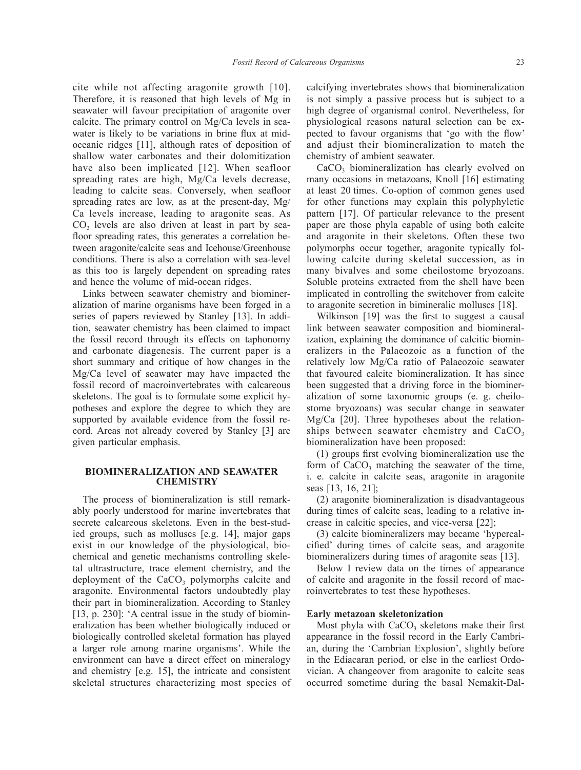cite while not affecting aragonite growth [10]. Therefore, it is reasoned that high levels of Mg in seawater will favour precipitation of aragonite over calcite. The primary control on Mg/Ca levels in seawater is likely to be variations in brine flux at mid-oceanic ridges [11], although rates of deposition of shallow water carbonates and their dolomitization have also been implicated [12]. When seafloor spreading rates are high, Mg/Ca levels decrease, leading to calcite seas. Conversely, when seafloor spreading rates are low, as at the present-day, Mg/Ca levels increase, leading to aragonite seas. As $CO_2$ levels are also driven at least in part by seafloor spreading rates, this generates a correlation between aragonite/calcite seas and Icehouse/Greenhouse conditions. There is also a correlation with sea-level as this too is largely dependent on spreading rates and hence the volume of mid-ocean ridges.

Links between seawater chemistry and biomineralization of marine organisms have been forged in a series of papers reviewed by Stanley [13]. In addition, seawater chemistry has been claimed to impact the fossil record through its effects on taphonomy and carbonate diagenesis. The current paper is a short summary and critique of how changes in the Mg/Ca level of seawater may have impacted the fossil record of macroinvertebrates with calcareous skeletons. The goal is to formulate some explicit hypotheses and explore the degree to which they are supported by available evidence from the fossil record. Areas not already covered by Stanley [3] are given particular emphasis.

## BIOMINERALIZATION AND SEAWATER CHEMISTRY

The process of biomineralization is still remarkably poorly understood for marine invertebrates that secrete calcareous skeletons. Even in the best-studied groups, such as molluscs [e.g. 14], major gaps exist in our knowledge of the physiological, biochemical and genetic mechanisms controlling skeletal ultrastructure, trace element chemistry, and the deployment of the $CaCO_3$ polymorphs calcite and aragonite. Environmental factors undoubtedly play their part in biomineralization. According to Stanley [13, p. 230]: 'A central issue in the study of biomineralization has been whether biologically induced or biologically controlled skeletal formation has played a larger role among marine organisms'. While the environment can have a direct effect on mineralogy and chemistry [e.g. 15], the intricate and consistent skeletal structures characterizing most species of calcifying invertebrates shows that biomineralization is not simply a passive process but is subject to a high degree of organismal control. Nevertheless, for physiological reasons natural selection can be expected to favour organisms that 'go with the flow' and adjust their biomineralization to match the chemistry of ambient seawater.

$CaCO_3$ biomineralization has clearly evolved on many occasions in metazoans, Knoll [16] estimating at least 20 times. Co-option of common genes used for other functions may explain this polyphyletic pattern [17]. Of particular relevance to the present paper are those phyla capable of using both calcite and aragonite in their skeletons. Often these two polymorphs occur together, aragonite typically following calcite during skeletal succession, as in many bivalves and some cheilostome bryozoans. Soluble proteins extracted from the shell have been implicated in controlling the switchover from calcite to aragonite secretion in bimineralic molluscs [18].

Wilkinson [19] was the first to suggest a causal link between seawater composition and biomineralization, explaining the dominance of calcitic biomineralizers in the Palaeozoic as a function of the relatively low Mg/Ca ratio of Palaeozoic seawater that favoured calcite biomineralization. It has since been suggested that a driving force in the biomineralization of some taxonomic groups (e. g. cheilostome bryozoans) was secular change in seawater Mg/Ca [20]. Three hypotheses about the relationships between seawater chemistry and $CaCO_3$ biomineralization have been proposed:

(1) groups first evolving biomineralization use the form of $CaCO_3$ matching the seawater of the time, i. e. calcite in calcite seas, aragonite in aragonite seas [13, 16, 21];

(2) aragonite biomineralization is disadvantageous during times of calcite seas, leading to a relative increase in calcitic species, and vice-versa [22];

(3) calcite biomineralizers may became 'hypercalcified' during times of calcite seas, and aragonite biomineralizers during times of aragonite seas [13].

Below I review data on the times of appearance of calcite and aragonite in the fossil record of macroinvertebrates to test these hypotheses.

### Early metazoan skeletonization

Most phyla with $CaCO_3$ skeletons make their first appearance in the fossil record in the Early Cambrian, during the 'Cambrian Explosion', slightly before in the Ediacaran period, or else in the earliest Ordovician. A changeover from aragonite to calcite seas occurred sometime during the basal Nemakit-Dal-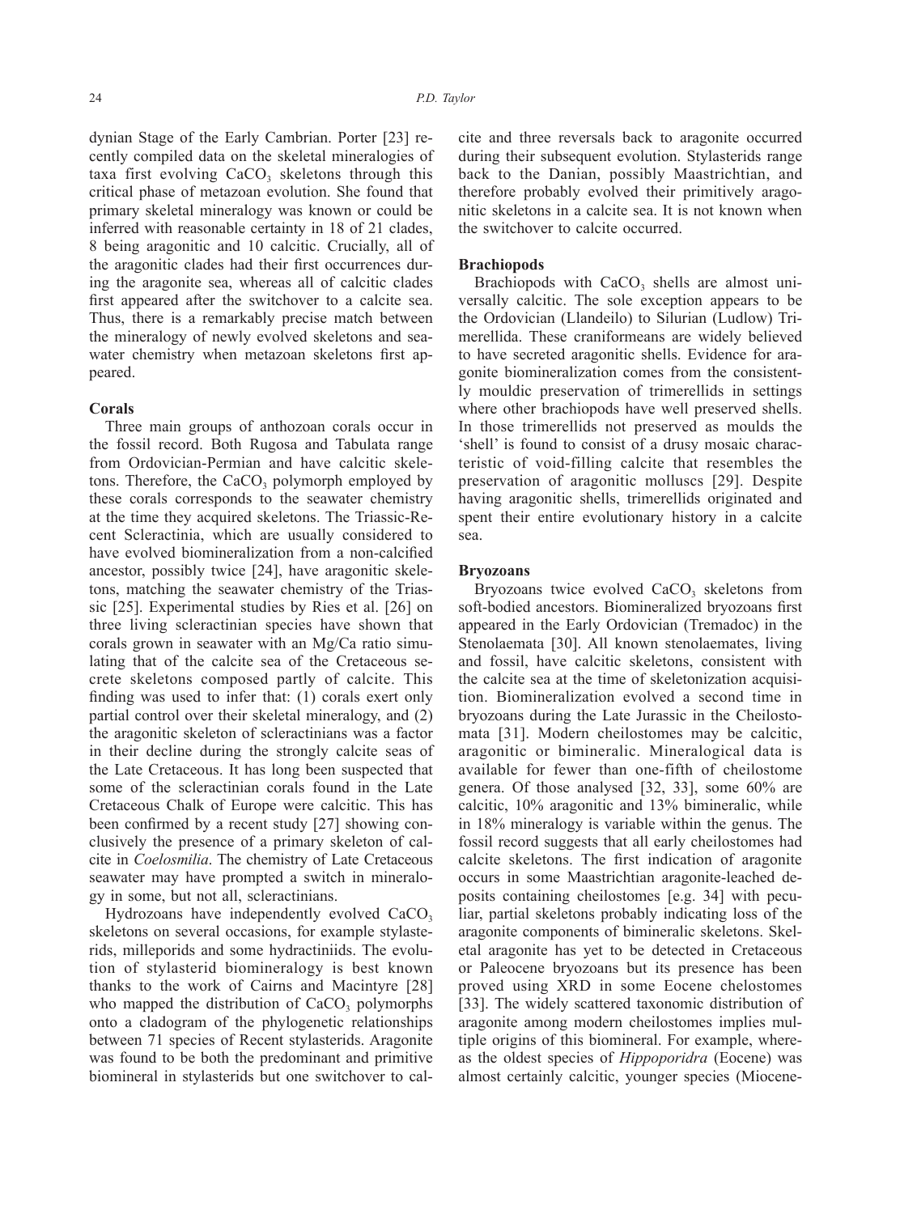dynian Stage of the Early Cambrian. Porter [23] recently compiled data on the skeletal mineralogies of taxa first evolving $CaCO_3$ skeletons through this critical phase of metazoan evolution. She found that primary skeletal mineralogy was known or could be inferred with reasonable certainty in 18 of 21 clades, 8 being aragonitic and 10 calcitic. Crucially, all of the aragonitic clades had their first occurrences during the aragonite sea, whereas all of calcitic clades first appeared after the switchover to a calcite sea. Thus, there is a remarkably precise match between the mineralogy of newly evolved skeletons and seawater chemistry when metazoan skeletons first appeared.

### Corals

Three main groups of anthozoan corals occur in the fossil record. Both Rugosa and Tabulata range from Ordovician-Permian and have calcitic skeletons. Therefore, the $CaCO_3$ polymorph employed by these corals corresponds to the seawater chemistry at the time they acquired skeletons. The Triassic-Recent Scleractinia, which are usually considered to have evolved biomineralization from a non-calcified ancestor, possibly twice [24], have aragonitic skeletons, matching the seawater chemistry of the Triassic [25]. Experimental studies by Ries et al. [26] on three living scleractinian species have shown that corals grown in seawater with an Mg/Ca ratio simulating that of the calcite sea of the Cretaceous secrete skeletons composed partly of calcite. This finding was used to infer that: (1) corals exert only partial control over their skeletal mineralogy, and (2) the aragonitic skeleton of scleractinians was a factor in their decline during the strongly calcite seas of the Late Cretaceous. It has long been suspected that some of the scleractinian corals found in the Late Cretaceous Chalk of Europe were calcitic. This has been confirmed by a recent study [27] showing conclusively the presence of a primary skeleton of calcite in *Coelosmilia*. The chemistry of Late Cretaceous seawater may have prompted a switch in mineralogy in some, but not all, scleractinians.

Hydrozoans have independently evolved $CaCO_3$ skeletons on several occasions, for example stylasterids, milleporids and some hydractiniids. The evolution of stylasterid biomineralogy is best known thanks to the work of Cairns and Macintyre [28] who mapped the distribution of $CaCO_3$ polymorphs onto a cladogram of the phylogenetic relationships between 71 species of Recent stylasterids. Aragonite was found to be both the predominant and primitive biomineral in stylasterids but one switchover to calcite and three reversals back to aragonite occurred during their subsequent evolution. Stylasterids range back to the Danian, possibly Maastrichtian, and therefore probably evolved their primitively aragonitic skeletons in a calcite sea. It is not known when the switchover to calcite occurred.

### Brachiopods

Brachiopods with $CaCO_3$ shells are almost universally calcitic. The sole exception appears to be the Ordovician (Llandeilo) to Silurian (Ludlow) Trimerellida. These craniformeans are widely believed to have secreted aragonitic shells. Evidence for aragonite biomineralization comes from the consistently mouldic preservation of trimerellids in settings where other brachiopods have well preserved shells. In those trimerellids not preserved as moulds the 'shell' is found to consist of a drusy mosaic characteristic of void-filling calcite that resembles the preservation of aragonitic molluscs [29]. Despite having aragonitic shells, trimerellids originated and spent their entire evolutionary history in a calcite sea.

### Bryozoans

Bryozoans twice evolved $CaCO_3$ skeletons from soft-bodied ancestors. Biomineralized bryozoans first appeared in the Early Ordovician (Tremadoc) in the Stenolaemata [30]. All known stenolaemates, living and fossil, have calcitic skeletons, consistent with the calcite sea at the time of skeletonization acquisition. Biomineralization evolved a second time in bryozoans during the Late Jurassic in the Cheilostomata [31]. Modern cheilostomes may be calcitic, aragonitic or bimineralic. Mineralogical data is available for fewer than one-fifth of cheilostome genera. Of those analysed [32, 33], some 60% are calcitic, 10% aragonitic and 13% bimineralic, while in 18% mineralogy is variable within the genus. The fossil record suggests that all early cheilostomes had calcite skeletons. The first indication of aragonite occurs in some Maastrichtian aragonite-leached deposits containing cheilostomes [e.g. 34] with peculiar, partial skeletons probably indicating loss of the aragonite components of bimineralic skeletons. Skeletal aragonite has yet to be detected in Cretaceous or Paleocene bryozoans but its presence has been proved using XRD in some Eocene chelostomes [33]. The widely scattered taxonomic distribution of aragonite among modern cheilostomes implies multiple origins of this biomineral. For example, whereas the oldest species of *Hippoporidra* (Eocene) was almost certainly calcitic, younger species (Miocene-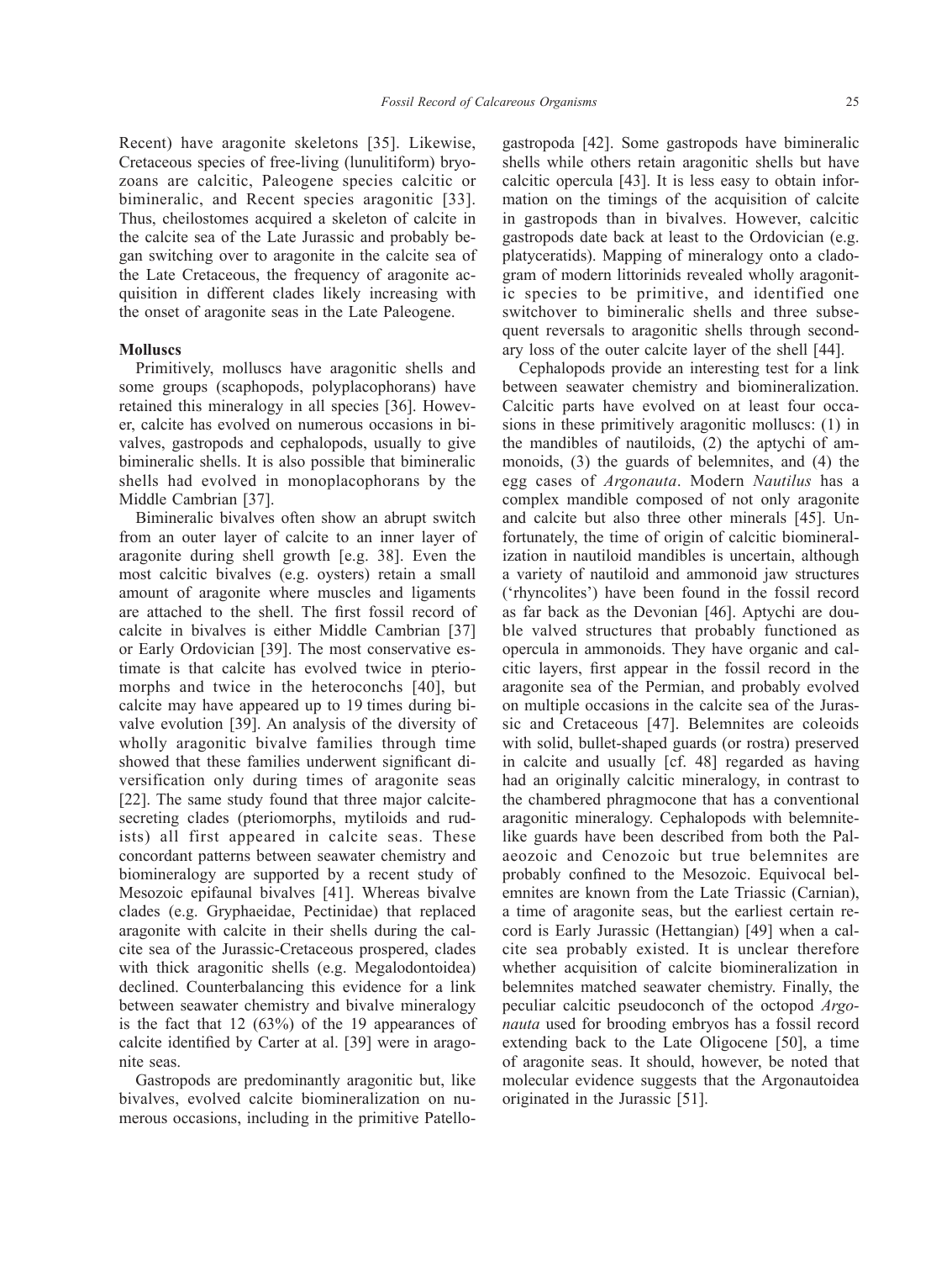Recent) have aragonite skeletons [35]. Likewise, Cretaceous species of free-living (lunulitiform) bryozoans are calcitic, Paleogene species calcitic or bimineralic, and Recent species aragonitic [33]. Thus, cheilostomes acquired a skeleton of calcite in the calcite sea of the Late Jurassic and probably began switching over to aragonite in the calcite sea of the Late Cretaceous, the frequency of aragonite acquisition in different clades likely increasing with the onset of aragonite seas in the Late Paleogene.

**Molluscs**

Primitively, molluscs have aragonitic shells and some groups (scaphopods, polyplacophorans) have retained this mineralogy in all species [36]. However, calcite has evolved on numerous occasions in bivalves, gastropods and cephalopods, usually to give bimineralic shells. It is also possible that bimineralic shells had evolved in monoplacophorans by the Middle Cambrian [37].

Bimineralic bivalves often show an abrupt switch from an outer layer of calcite to an inner layer of aragonite during shell growth [e.g. 38]. Even the most calcitic bivalves (e.g. oysters) retain a small amount of aragonite where muscles and ligaments are attached to the shell. The first fossil record of calcite in bivalves is either Middle Cambrian [37] or Early Ordovician [39]. The most conservative estimate is that calcite has evolved twice in pteriomorphs and twice in the heteroconchs [40], but calcite may have appeared up to 19 times during bivalve evolution [39]. An analysis of the diversity of wholly aragonitic bivalve families through time showed that these families underwent significant diversification only during times of aragonite seas [22]. The same study found that three major calcite-secreting clades (pteriomorphs, mytiloids and rudists) all first appeared in calcite seas. These concordant patterns between seawater chemistry and biomineralogy are supported by a recent study of Mesozoic epifaunal bivalves [41]. Whereas bivalve clades (e.g. Gryphaeidae, Pectinidae) that replaced aragonite with calcite in their shells during the calcite sea of the Jurassic-Cretaceous prospered, clades with thick aragonitic shells (e.g. Megalodontoidea) declined. Counterbalancing this evidence for a link between seawater chemistry and bivalve mineralogy is the fact that 12 (63%) of the 19 appearances of calcite identified by Carter at al. [39] were in aragonite seas.

Gastropods are predominantly aragonitic but, like bivalves, evolved calcite biomineralization on numerous occasions, including in the primitive Patellogastropoda [42]. Some gastropods have bimineralic shells while others retain aragonitic shells but have calcitic opercula [43]. It is less easy to obtain information on the timings of the acquisition of calcite in gastropods than in bivalves. However, calcitic gastropods date back at least to the Ordovician (e.g. platyceratids). Mapping of mineralogy onto a cladogram of modern littorinids revealed wholly aragonitic species to be primitive, and identified one switchover to bimineralic shells and three subsequent reversals to aragonitic shells through secondary loss of the outer calcite layer of the shell [44].

Cephalopods provide an interesting test for a link between seawater chemistry and biomineralization. Calcitic parts have evolved on at least four occasions in these primitively aragonitic molluscs: (1) in the mandibles of nautiloids, (2) the aptychi of ammonoids, (3) the guards of belemnites, and (4) the egg cases of *Argonauta*. Modern *Nautilus* has a complex mandible composed of not only aragonite and calcite but also three other minerals [45]. Unfortunately, the time of origin of calcitic biomineralization in nautiloid mandibles is uncertain, although a variety of nautiloid and ammonoid jaw structures ('rhyncolites') have been found in the fossil record as far back as the Devonian [46]. Aptychi are double valved structures that probably functioned as opercula in ammonoids. They have organic and calcitic layers, first appear in the fossil record in the aragonite sea of the Permian, and probably evolved on multiple occasions in the calcite sea of the Jurassic and Cretaceous [47]. Belemnites are coleoids with solid, bullet-shaped guards (or rostra) preserved in calcite and usually [cf. 48] regarded as having had an originally calcitic mineralogy, in contrast to the chambered phragmocone that has a conventional aragonitic mineralogy. Cephalopods with belemnite-like guards have been described from both the Palaeozoic and Cenozoic but true belemnites are probably confined to the Mesozoic. Equivocal belemnites are known from the Late Triassic (Carnian), a time of aragonite seas, but the earliest certain record is Early Jurassic (Hettangian) [49] when a calcite sea probably existed. It is unclear therefore whether acquisition of calcite biomineralization in belemnites matched seawater chemistry. Finally, the peculiar calcitic pseudoconch of the octopod *Argonauta* used for brooding embryos has a fossil record extending back to the Late Oligocene [50], a time of aragonite seas. It should, however, be noted that molecular evidence suggests that the Argonautoidea originated in the Jurassic [51].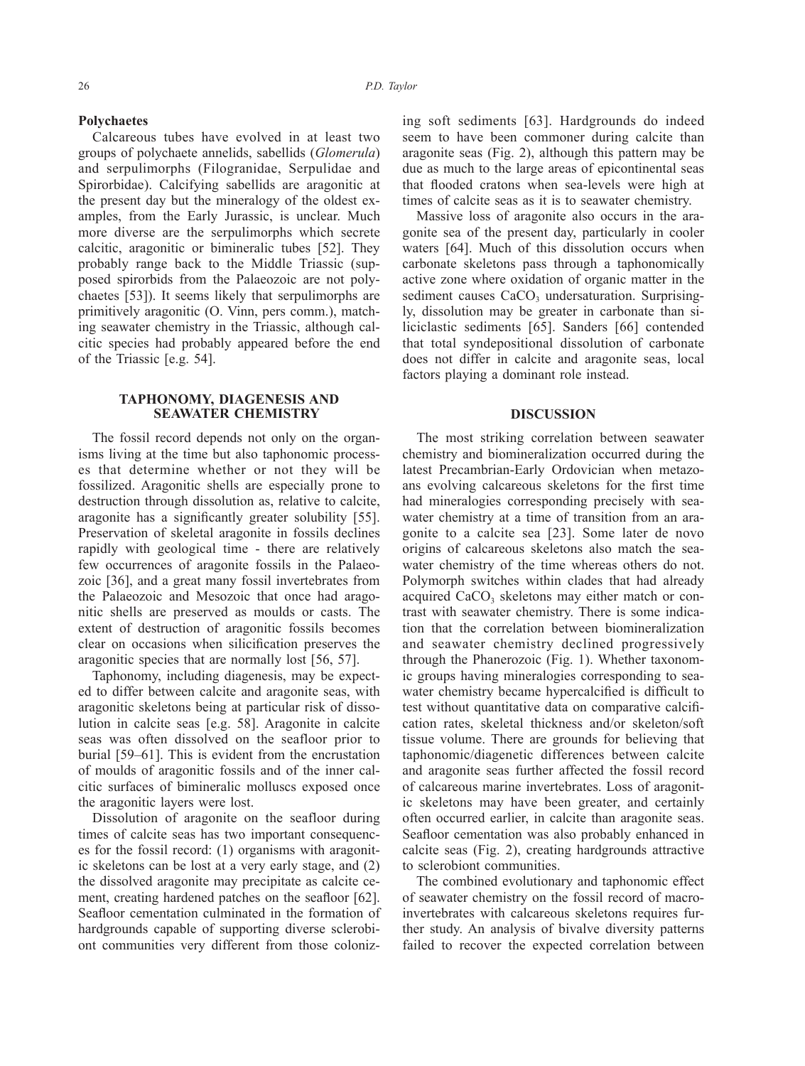**Polychaetes**

Calcareous tubes have evolved in at least two groups of polychaete annelids, sabellids (*Glomerula*) and serpulimorphs (Filogranidae, Serpulidae and Spirorbidae). Calcifying sabellids are aragonitic at the present day but the mineralogy of the oldest examples, from the Early Jurassic, is unclear. Much more diverse are the serpulimorphs which secrete calcitic, aragonitic or bimineralic tubes [52]. They probably range back to the Middle Triassic (supposed spirorbids from the Palaeozoic are not polychaetes [53]). It seems likely that serpulimorphs are primitively aragonitic (O. Vinn, pers comm.), matching seawater chemistry in the Triassic, although calcitic species had probably appeared before the end of the Triassic [e.g. 54].

## TAPHONOMY, DIAGENESIS AND SEAWATER CHEMISTRY

The fossil record depends not only on the organisms living at the time but also taphonomic processes that determine whether or not they will be fossilized. Aragonitic shells are especially prone to destruction through dissolution as, relative to calcite, aragonite has a significantly greater solubility [55]. Preservation of skeletal aragonite in fossils declines rapidly with geological time - there are relatively few occurrences of aragonite fossils in the Palaeozoic [36], and a great many fossil invertebrates from the Palaeozoic and Mesozoic that once had aragonitic shells are preserved as moulds or casts. The extent of destruction of aragonitic fossils becomes clear on occasions when silicification preserves the aragonitic species that are normally lost [56, 57].

Taphonomy, including diagenesis, may be expected to differ between calcite and aragonite seas, with aragonitic skeletons being at particular risk of dissolution in calcite seas [e.g. 58]. Aragonite in calcite seas was often dissolved on the seafloor prior to burial [59–61]. This is evident from the encrustation of moulds of aragonitic fossils and of the inner calcitic surfaces of bimineralic molluscs exposed once the aragonitic layers were lost.

Dissolution of aragonite on the seafloor during times of calcite seas has two important consequences for the fossil record: (1) organisms with aragonitic skeletons can be lost at a very early stage, and (2) the dissolved aragonite may precipitate as calcite cement, creating hardened patches on the seafloor [62]. Seafloor cementation culminated in the formation of hardgrounds capable of supporting diverse sclerobiont communities very different from those colonizing soft sediments [63]. Hardgrounds do indeed seem to have been commoner during calcite than aragonite seas (Fig. 2), although this pattern may be due as much to the large areas of epicontinental seas that flooded cratons when sea-levels were high at times of calcite seas as it is to seawater chemistry.

Massive loss of aragonite also occurs in the aragonite sea of the present day, particularly in cooler waters [64]. Much of this dissolution occurs when carbonate skeletons pass through a taphonomically active zone where oxidation of organic matter in the sediment causes $CaCO_3$ undersaturation. Surprisingly, dissolution may be greater in carbonate than siliciclastic sediments [65]. Sanders [66] contended that total syndepositional dissolution of carbonate does not differ in calcite and aragonite seas, local factors playing a dominant role instead.

## DISCUSSION

The most striking correlation between seawater chemistry and biomineralization occurred during the latest Precambrian-Early Ordovician when metazoans evolving calcareous skeletons for the first time had mineralogies corresponding precisely with seawater chemistry at a time of transition from an aragonite to a calcite sea [23]. Some later de novo origins of calcareous skeletons also match the seawater chemistry of the time whereas others do not. Polymorph switches within clades that had already acquired $CaCO_3$ skeletons may either match or contrast with seawater chemistry. There is some indication that the correlation between biomineralization and seawater chemistry declined progressively through the Phanerozoic (Fig. 1). Whether taxonomic groups having mineralogies corresponding to seawater chemistry became hypercalcified is difficult to test without quantitative data on comparative calcification rates, skeletal thickness and/or skeleton/soft tissue volume. There are grounds for believing that taphonomic/diagenetic differences between calcite and aragonite seas further affected the fossil record of calcareous marine invertebrates. Loss of aragonitic skeletons may have been greater, and certainly often occurred earlier, in calcite than aragonite seas. Seafloor cementation was also probably enhanced in calcite seas (Fig. 2), creating hardgrounds attractive to sclerobiont communities.

The combined evolutionary and taphonomic effect of seawater chemistry on the fossil record of macroinvertebrates with calcareous skeletons requires further study. An analysis of bivalve diversity patterns failed to recover the expected correlation between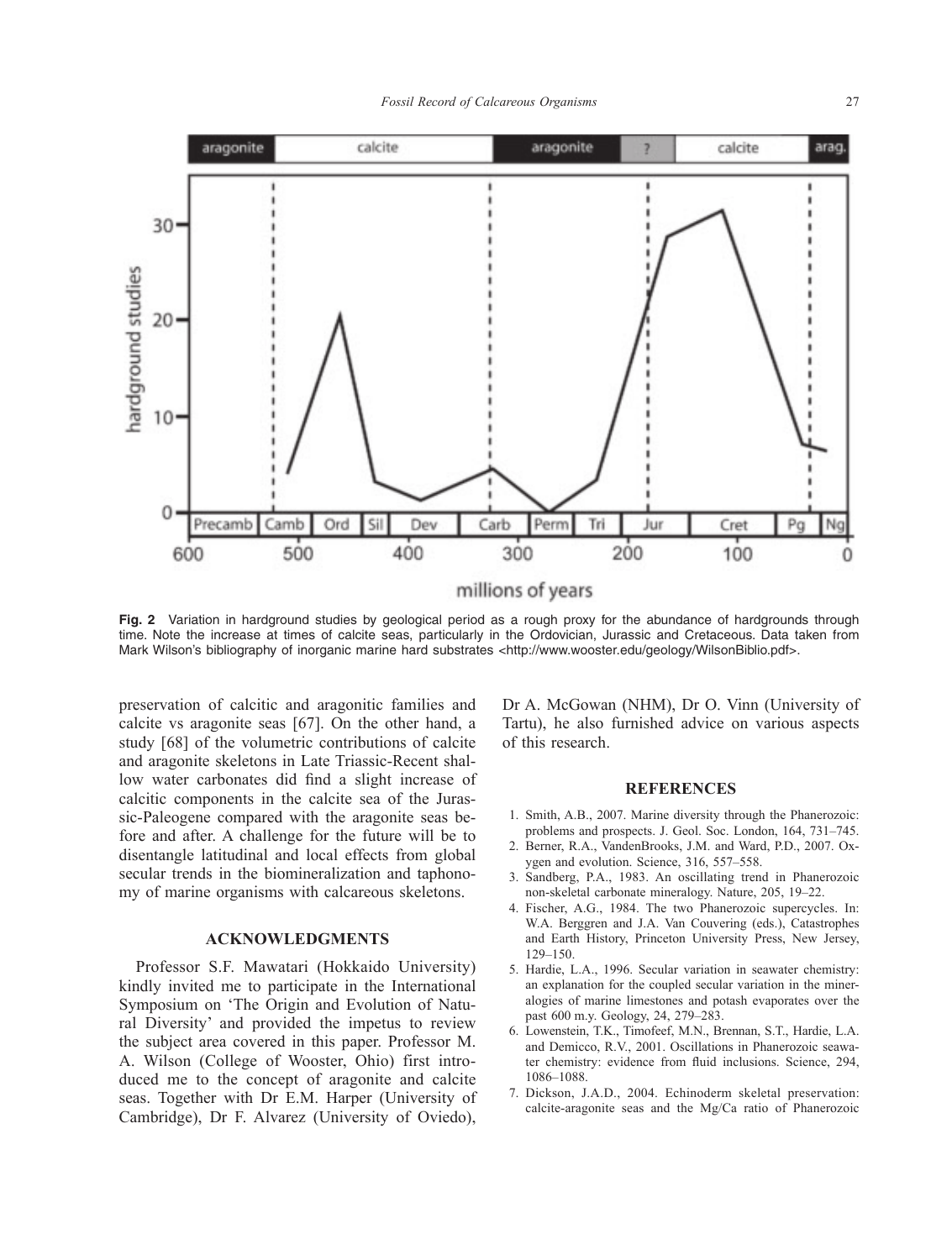**Fig. 2** Variation in hardground studies by geological period as a rough proxy for the abundance of hardgrounds through time. Note the increase at times of calcite seas, particularly in the Ordovician, Jurassic and Cretaceous. Data taken from Mark Wilson's bibliography of inorganic marine hard substrates <http://www.wooster.edu/geology/WilsonBiblio.pdf>.

preservation of calcitic and aragonitic families and calcite vs aragonite seas [67]. On the other hand, a study [68] of the volumetric contributions of calcite and aragonite skeletons in Late Triassic-Recent shallow water carbonates did find a slight increase of calcitic components in the calcite sea of the Jurassic-Paleogene compared with the aragonite seas before and after. A challenge for the future will be to disentangle latitudinal and local effects from global secular trends in the biomineralization and taphonomy of marine organisms with calcareous skeletons.

## ACKNOWLEDGMENTS

Professor S.F. Mawatari (Hokkaido University) kindly invited me to participate in the International Symposium on 'The Origin and Evolution of Natural Diversity' and provided the impetus to review the subject area covered in this paper. Professor M. A. Wilson (College of Wooster, Ohio) first introduced me to the concept of aragonite and calcite seas. Together with Dr E.M. Harper (University of Cambridge), Dr F. Alvarez (University of Oviedo), Dr A. McGowan (NHM), Dr O. Vinn (University of Tartu), he also furnished advice on various aspects of this research.

## REFERENCES

1. Smith, A.B., 2007. Marine diversity through the Phanerozoic: problems and prospects. J. Geol. Soc. London, 164, 731–745.
2. Berner, R.A., VandenBrooks, J.M. and Ward, P.D., 2007. Oxygen and evolution. Science, 316, 557–558.
3. Sandberg, P.A., 1983. An oscillating trend in Phanerozoic non-skeletal carbonate mineralogy. Nature, 205, 19–22.
4. Fischer, A.G., 1984. The two Phanerozoic supercycles. In: W.A. Berggren and J.A. Van Couvering (eds.), Catastrophes and Earth History, Princeton University Press, New Jersey, 129–150.
5. Hardie, L.A., 1996. Secular variation in seawater chemistry: an explanation for the coupled secular variation in the mineralogies of marine limestones and potash evaporates over the past 600 m.y. Geology, 24, 279–283.
6. Lowenstein, T.K., Timofeef, M.N., Brennan, S.T., Hardie, L.A. and Demicco, R.V., 2001. Oscillations in Phanerozoic seawater chemistry: evidence from fluid inclusions. Science, 294, 1086–1088.
7. Dickson, J.A.D., 2004. Echinoderm skeletal preservation: calcite-aragonite seas and the Mg/Ca ratio of Phanerozoic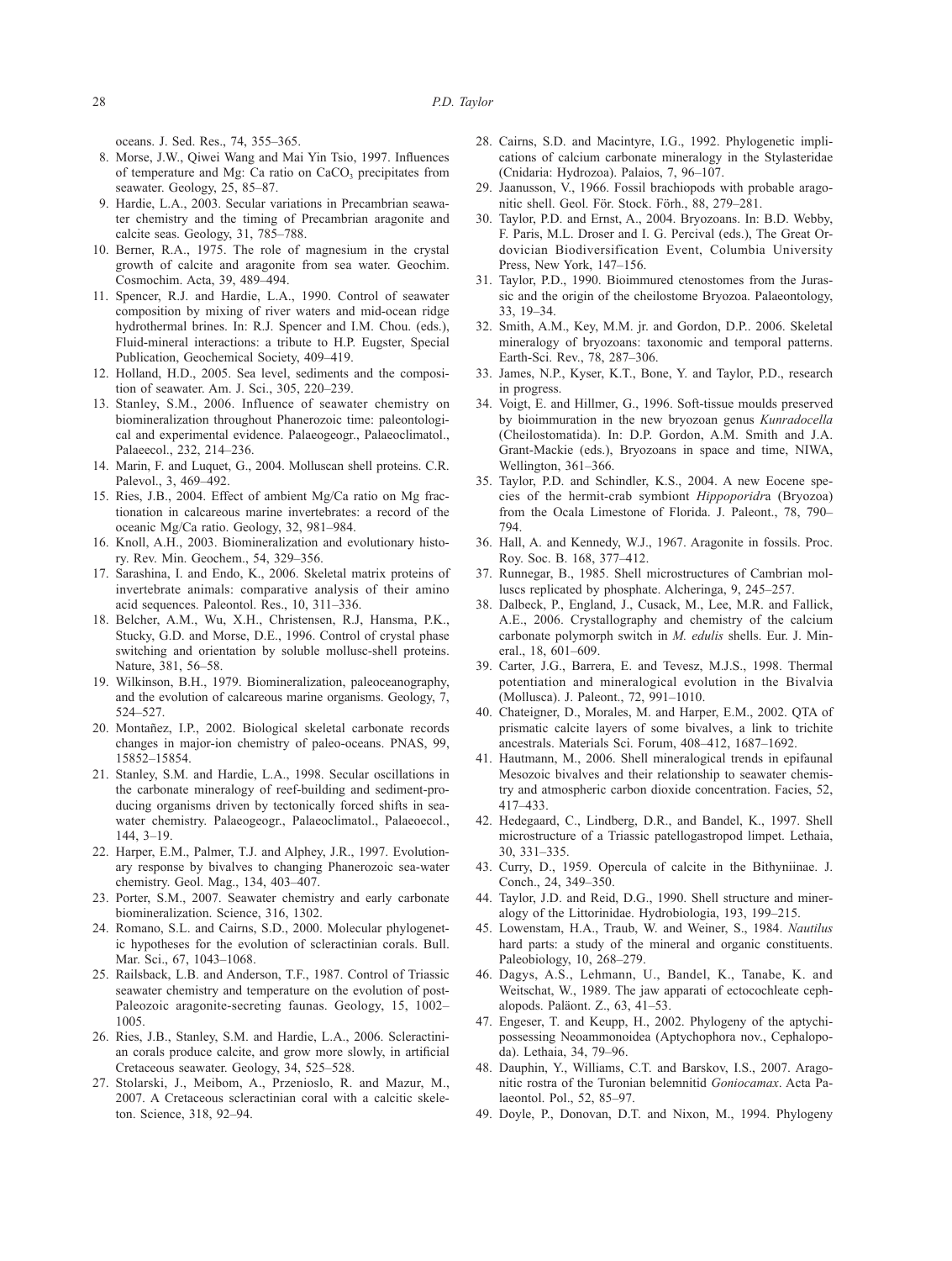oceans. J. Sed. Res., 74, 355–365.

8. Morse, J.W., Qiwei Wang and Mai Yin Tsio, 1997. Influences of temperature and Mg: Ca ratio on $CaCO_3$ precipitates from seawater. Geology, 25, 85–87.
9. Hardie, L.A., 2003. Secular variations in Precambrian seawater chemistry and the timing of Precambrian aragonite and calcite seas. Geology, 31, 785–788.
10. Berner, R.A., 1975. The role of magnesium in the crystal growth of calcite and aragonite from sea water. Geochim. Cosmochim. Acta, 39, 489–494.
11. Spencer, R.J. and Hardie, L.A., 1990. Control of seawater composition by mixing of river waters and mid-ocean ridge hydrothermal brines. In: R.J. Spencer and I.M. Chou. (eds.), Fluid-mineral interactions: a tribute to H.P. Eugster, Special Publication, Geochemical Society, 409–419.
12. Holland, H.D., 2005. Sea level, sediments and the composition of seawater. Am. J. Sci., 305, 220–239.
13. Stanley, S.M., 2006. Influence of seawater chemistry on biomineralization throughout Phanerozoic time: paleontological and experimental evidence. Palaeogeogr., Palaeoclimatol., Palaeecol., 232, 214–236.
14. Marin, F. and Luquet, G., 2004. Molluscan shell proteins. C.R. Palevol., 3, 469–492.
15. Ries, J.B., 2004. Effect of ambient Mg/Ca ratio on Mg fractionation in calcareous marine invertebrates: a record of the oceanic Mg/Ca ratio. Geology, 32, 981–984.
16. Knoll, A.H., 2003. Biomineralization and evolutionary history. Rev. Min. Geochem., 54, 329–356.
17. Sarashina, I. and Endo, K., 2006. Skeletal matrix proteins of invertebrate animals: comparative analysis of their amino acid sequences. Paleontol. Res., 10, 311–336.
18. Belcher, A.M., Wu, X.H., Christensen, R.J, Hansma, P.K., Stucky, G.D. and Morse, D.E., 1996. Control of crystal phase switching and orientation by soluble mollusc-shell proteins. Nature, 381, 56–58.
19. Wilkinson, B.H., 1979. Biomineralization, paleoceanography, and the evolution of calcareous marine organisms. Geology, 7, 524–527.
20. Montañez, I.P., 2002. Biological skeletal carbonate records changes in major-ion chemistry of paleo-oceans. PNAS, 99, 15852–15854.
21. Stanley, S.M. and Hardie, L.A., 1998. Secular oscillations in the carbonate mineralogy of reef-building and sediment-producing organisms driven by tectonically forced shifts in seawater chemistry. Palaeogeogr., Palaeoclimatol., Palaeoecol., 144, 3–19.
22. Harper, E.M., Palmer, T.J. and Alphey, J.R., 1997. Evolutionary response by bivalves to changing Phanerozoic sea-water chemistry. Geol. Mag., 134, 403–407.
23. Porter, S.M., 2007. Seawater chemistry and early carbonate biomineralization. Science, 316, 1302.
24. Romano, S.L. and Cairns, S.D., 2000. Molecular phylogenetic hypotheses for the evolution of scleractinian corals. Bull. Mar. Sci., 67, 1043–1068.
25. Railsback, L.B. and Anderson, T.F., 1987. Control of Triassic seawater chemistry and temperature on the evolution of post-Paleozoic aragonite-secreting faunas. Geology, 15, 1002–1005.
26. Ries, J.B., Stanley, S.M. and Hardie, L.A., 2006. Scleractinian corals produce calcite, and grow more slowly, in artificial Cretaceous seawater. Geology, 34, 525–528.
27. Stolarski, J., Meibom, A., Przenioslo, R. and Mazur, M., 2007. A Cretaceous scleractinian coral with a calcitic skeleton. Science, 318, 92–94.
28. Cairns, S.D. and Macintyre, I.G., 1992. Phylogenetic implications of calcium carbonate mineralogy in the Stylasteridae (Cnidaria: Hydrozoa). Palaios, 7, 96–107.
29. Jaanusson, V., 1966. Fossil brachiopods with probable aragonitic shell. Geol. För. Stock. Förh., 88, 279–281.
30. Taylor, P.D. and Ernst, A., 2004. Bryozoans. In: B.D. Webby, F. Paris, M.L. Droser and I. G. Percival (eds.), The Great Ordovician Biodiversification Event, Columbia University Press, New York, 147–156.
31. Taylor, P.D., 1990. Bioimmured ctenostomes from the Jurassic and the origin of the cheilostome Bryozoa. Palaeontology, 33, 19–34.
32. Smith, A.M., Key, M.M. jr. and Gordon, D.P.. 2006. Skeletal mineralogy of bryozoans: taxonomic and temporal patterns. Earth-Sci. Rev., 78, 287–306.
33. James, N.P., Kyser, K.T., Bone, Y. and Taylor, P.D., research in progress.
34. Voigt, E. and Hillmer, G., 1996. Soft-tissue moulds preserved by bioimmuration in the new bryozoan genus *Kunradocella* (Cheilostomatida). In: D.P. Gordon, A.M. Smith and J.A. Grant-Mackie (eds.), Bryozoans in space and time, NIWA, Wellington, 361–366.
35. Taylor, P.D. and Schindler, K.S., 2004. A new Eocene species of the hermit-crab symbiont *Hippoporidr*a (Bryozoa) from the Ocala Limestone of Florida. J. Paleont., 78, 790–794.
36. Hall, A. and Kennedy, W.J., 1967. Aragonite in fossils. Proc. Roy. Soc. B. 168, 377–412.
37. Runnegar, B., 1985. Shell microstructures of Cambrian molluscs replicated by phosphate. Alcheringa, 9, 245–257.
38. Dalbeck, P., England, J., Cusack, M., Lee, M.R. and Fallick, A.E., 2006. Crystallography and chemistry of the calcium carbonate polymorph switch in *M. edulis* shells. Eur. J. Mineral., 18, 601–609.
39. Carter, J.G., Barrera, E. and Tevesz, M.J.S., 1998. Thermal potentiation and mineralogical evolution in the Bivalvia (Mollusca). J. Paleont., 72, 991–1010.
40. Chateigner, D., Morales, M. and Harper, E.M., 2002. QTA of prismatic calcite layers of some bivalves, a link to trichite ancestrals. Materials Sci. Forum, 408–412, 1687–1692.
41. Hautmann, M., 2006. Shell mineralogical trends in epifaunal Mesozoic bivalves and their relationship to seawater chemistry and atmospheric carbon dioxide concentration. Facies, 52, 417–433.
42. Hedegaard, C., Lindberg, D.R., and Bandel, K., 1997. Shell microstructure of a Triassic patellogastropod limpet. Lethaia, 30, 331–335.
43. Curry, D., 1959. Opercula of calcite in the Bithyniinae. J. Conch., 24, 349–350.
44. Taylor, J.D. and Reid, D.G., 1990. Shell structure and mineralogy of the Littorinidae. Hydrobiologia, 193, 199–215.
45. Lowenstam, H.A., Traub, W. and Weiner, S., 1984. *Nautilus* hard parts: a study of the mineral and organic constituents. Paleobiology, 10, 268–279.
46. Dagys, A.S., Lehmann, U., Bandel, K., Tanabe, K. and Weitschat, W., 1989. The jaw apparati of ectocochleate cephalopods. Paläont. Z., 63, 41–53.
47. Engeser, T. and Keupp, H., 2002. Phylogeny of the aptychipossessing Neoammonoidea (Aptychophora nov., Cephalopoda). Lethaia, 34, 79–96.
48. Dauphin, Y., Williams, C.T. and Barskov, I.S., 2007. Aragonitic rostra of the Turonian belemnitid *Goniocamax*. Acta Palaeontol. Pol., 52, 85–97.
49. Doyle, P., Donovan, D.T. and Nixon, M., 1994. Phylogeny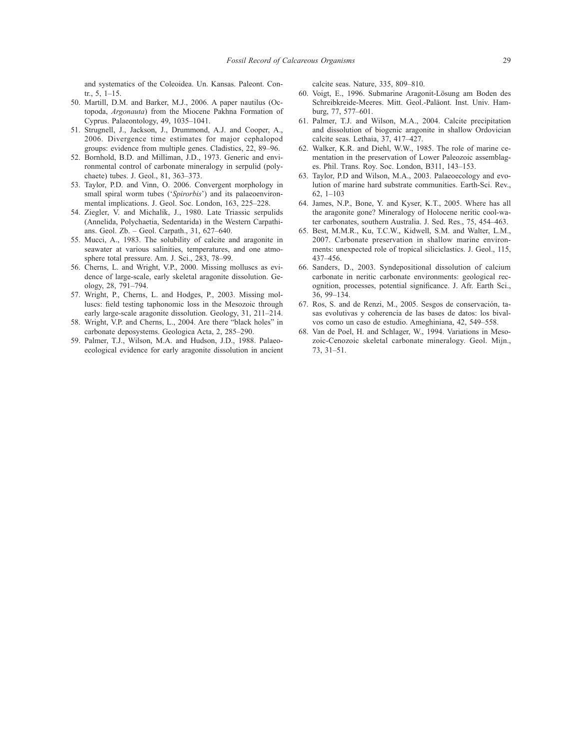and systematics of the Coleoidea. Un. Kansas. Paleont. Contr., 5, 1–15.

50. Martill, D.M. and Barker, M.J., 2006. A paper nautilus (Octopoda, *Argonauta*) from the Miocene Pakhna Formation of Cyprus. Palaeontology, 49, 1035–1041.
51. Strugnell, J., Jackson, J., Drummond, A.J. and Cooper, A., 2006. Divergence time estimates for major cephalopod groups: evidence from multiple genes. Cladistics, 22, 89–96.
52. Bornhold, B.D. and Milliman, J.D., 1973. Generic and environmental control of carbonate mineralogy in serpulid (polychaete) tubes. J. Geol., 81, 363–373.
53. Taylor, P.D. and Vinn, O. 2006. Convergent morphology in small spiral worm tubes ('*Spirorbis*') and its palaeoenvironmental implications. J. Geol. Soc. London, 163, 225–228.
54. Ziegler, V. and Michalík, J., 1980. Late Triassic serpulids (Annelida, Polychaetia, Sedentarida) in the Western Carpathians. Geol. Zb. – Geol. Carpath., 31, 627–640.
55. Mucci, A., 1983. The solubility of calcite and aragonite in seawater at various salinities, temperatures, and one atmosphere total pressure. Am. J. Sci., 283, 78–99.
56. Cherns, L. and Wright, V.P., 2000. Missing molluscs as evidence of large-scale, early skeletal aragonite dissolution. Geology, 28, 791–794.
57. Wright, P., Cherns, L. and Hodges, P., 2003. Missing molluscs: field testing taphonomic loss in the Mesozoic through early large-scale aragonite dissolution. Geology, 31, 211–214.
58. Wright, V.P. and Cherns, L., 2004. Are there "black holes" in carbonate deposystems. Geologica Acta, 2, 285–290.
59. Palmer, T.J., Wilson, M.A. and Hudson, J.D., 1988. Palaeoecological evidence for early aragonite dissolution in ancient calcite seas. Nature, 335, 809–810.
60. Voigt, E., 1996. Submarine Aragonit-Lösung am Boden des Schreibkreide-Meeres. Mitt. Geol.-Paläont. Inst. Univ. Hamburg, 77, 577–601.
61. Palmer, T.J. and Wilson, M.A., 2004. Calcite precipitation and dissolution of biogenic aragonite in shallow Ordovician calcite seas. Lethaia, 37, 417–427.
62. Walker, K.R. and Diehl, W.W., 1985. The role of marine cementation in the preservation of Lower Paleozoic assemblages. Phil. Trans. Roy. Soc. London, B311, 143–153.
63. Taylor, P.D and Wilson, M.A., 2003. Palaeoecology and evolution of marine hard substrate communities. Earth-Sci. Rev., 62, 1–103
64. James, N.P., Bone, Y. and Kyser, K.T., 2005. Where has all the aragonite gone? Mineralogy of Holocene neritic cool-water carbonates, southern Australia. J. Sed. Res., 75, 454–463.
65. Best, M.M.R., Ku, T.C.W., Kidwell, S.M. and Walter, L.M., 2007. Carbonate preservation in shallow marine environments: unexpected role of tropical siliciclastics. J. Geol., 115, 437–456.
66. Sanders, D., 2003. Syndepositional dissolution of calcium carbonate in neritic carbonate environments: geological recognition, processes, potential significance. J. Afr. Earth Sci., 36, 99–134.
67. Ros, S. and de Renzi, M., 2005. Sesgos de conservación, tasas evolutivas y coherencia de las bases de datos: los bivalvos como un caso de estudio. Ameghiniana, 42, 549–558.
68. Van de Poel, H. and Schlager, W., 1994. Variations in Mesozoic-Cenozoic skeletal carbonate mineralogy. Geol. Mijn., 73, 31–51.